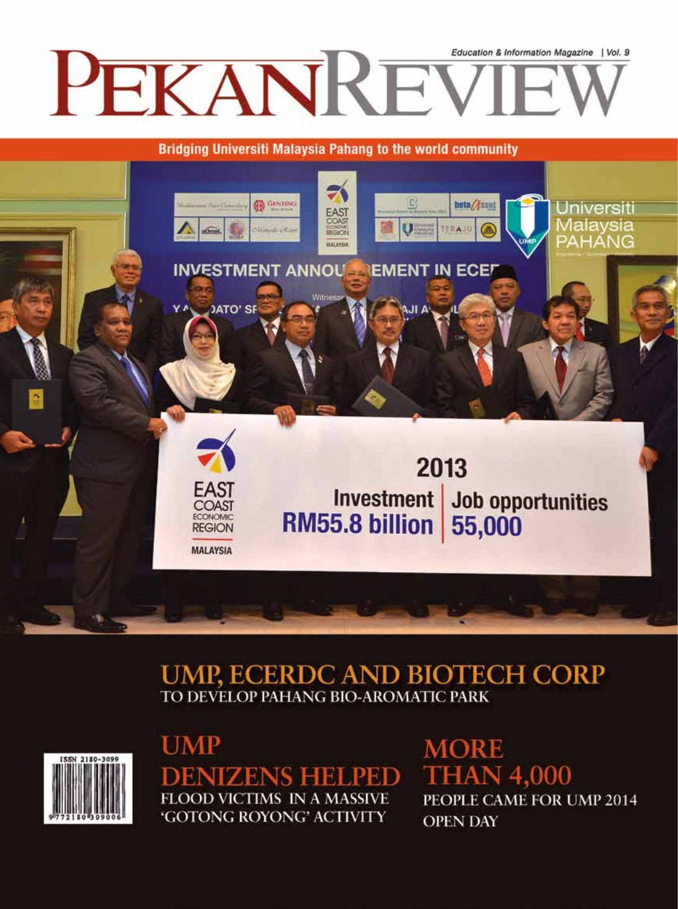Education & Information Magazine | Vol. 9

# PEKAN REVIEW

**Bridging Universiti Malaysia Pahang to the world community**

## UMP, ECERDC AND BIOTECH CORP
TO DEVELOP PAHANG BIO-AROMATIC PARK

## UMP DENIZENS HELPED
FLOOD VICTIMS IN A MASSIVE 'GOTONG ROYONG' ACTIVITY

## MORE THAN 4,000
PEOPLE CAME FOR UMP 2014 OPEN DAY

ISSN 2180-3099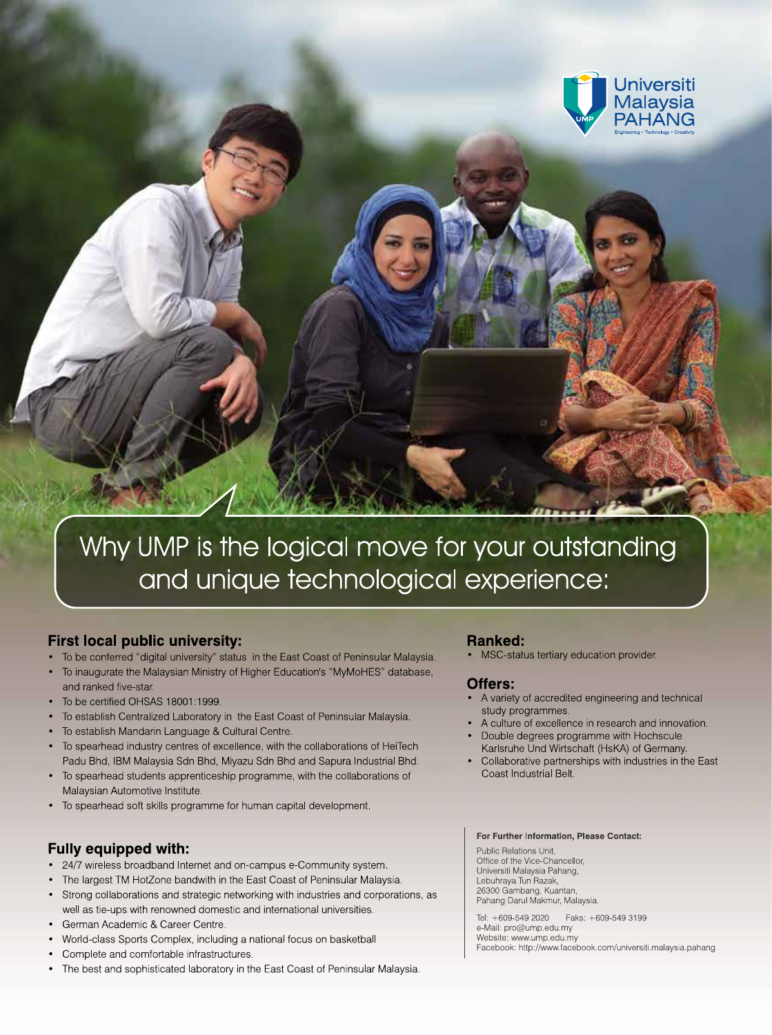Universiti Malaysia PAHANG

Engineering • Technology • Creativity

## Why UMP is the logical move for your outstanding and unique technological experience:

### First local public university:

- To be conferred "digital university" status in the East Coast of Peninsular Malaysia.
- To inaugurate the Malaysian Ministry of Higher Education's "MyMoHES" database, and ranked five-star.
- To be certified OHSAS 18001:1999.
- To establish Centralized Laboratory in the East Coast of Peninsular Malaysia.
- To establish Mandarin Language & Cultural Centre.
- To spearhead industry centres of excellence, with the collaborations of HeiTech Padu Bhd, IBM Malaysia Sdn Bhd, Miyazu Sdn Bhd and Sapura Industrial Bhd.
- To spearhead students apprenticeship programme, with the collaborations of Malaysian Automotive Institute.
- To spearhead soft skills programme for human capital development.

### Fully equipped with:

- 24/7 wireless broadband Internet and on-campus e-Community system.
- The largest TM HotZone bandwith in the East Coast of Peninsular Malaysia.
- Strong collaborations and strategic networking with industries and corporations, as well as tie-ups with renowned domestic and international universities.
- German Academic & Career Centre.
- World-class Sports Complex, including a national focus on basketball
- Complete and comfortable infrastructures.
- The best and sophisticated laboratory in the East Coast of Peninsular Malaysia.

### Ranked:

- MSC-status tertiary education provider.

### Offers:

- A variety of accredited engineering and technical study programmes.
- A culture of excellence in research and innovation.
- Double degrees programme with Hochscule Karlsruhe Und Wirtschaft (HsKA) of Germany.
- Collaborative partnerships with industries in the East Coast Industrial Belt.

**For Further Information, Please Contact:**

Public Relations Unit,
Office of the Vice-Chancellor,
Universiti Malaysia Pahang,
Lebuhraya Tun Razak,
26300 Gambang, Kuantan,
Pahang Darul Makmur, Malaysia.

Tel: +609-549 2020 Faks: +609-549 3199
e-Mail: pro@ump.edu.my
Website: www.ump.edu.my
Facebook: http://www.facebook.com/universiti.malaysia.pahang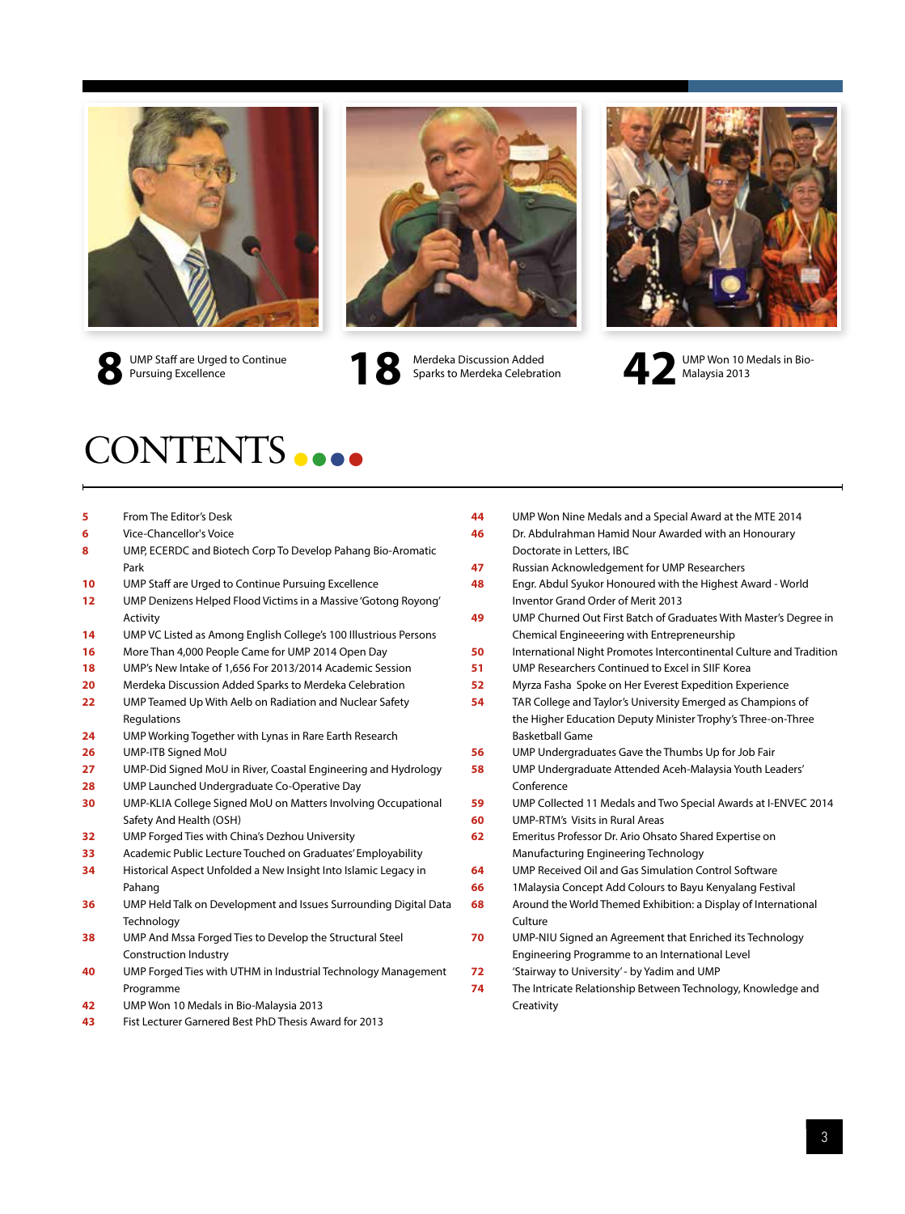**8** UMP Staff are Urged to Continue Pursuing Excellence

**18** Merdeka Discussion Added Sparks to Merdeka Celebration

**42** UMP Won 10 Medals in Bio-Malaysia 2013

# CONTENTS

- **5** From The Editor's Desk
- **6** Vice-Chancellor's Voice
- **8** UMP, ECERDC and Biotech Corp To Develop Pahang Bio-Aromatic Park
- **10** UMP Staff are Urged to Continue Pursuing Excellence
- **12** UMP Denizens Helped Flood Victims in a Massive 'Gotong Royong' Activity
- **14** UMP VC Listed as Among English College's 100 Illustrious Persons
- **16** More Than 4,000 People Came for UMP 2014 Open Day
- **18** UMP's New Intake of 1,656 For 2013/2014 Academic Session
- **20** Merdeka Discussion Added Sparks to Merdeka Celebration
- **22** UMP Teamed Up With Aelb on Radiation and Nuclear Safety Regulations
- **24** UMP Working Together with Lynas in Rare Earth Research
- **26** UMP-ITB Signed MoU
- **27** UMP-Did Signed MoU in River, Coastal Engineering and Hydrology
- **28** UMP Launched Undergraduate Co-Operative Day
- **30** UMP-KLIA College Signed MoU on Matters Involving Occupational Safety And Health (OSH)
- **32** UMP Forged Ties with China's Dezhou University
- **33** Academic Public Lecture Touched on Graduates' Employability
- **34** Historical Aspect Unfolded a New Insight Into Islamic Legacy in Pahang
- **36** UMP Held Talk on Development and Issues Surrounding Digital Data Technology
- **38** UMP And Mssa Forged Ties to Develop the Structural Steel Construction Industry
- **40** UMP Forged Ties with UTHM in Industrial Technology Management Programme
- **42** UMP Won 10 Medals in Bio-Malaysia 2013
- **43** Fist Lecturer Garnered Best PhD Thesis Award for 2013
- **44** UMP Won Nine Medals and a Special Award at the MTE 2014
- **46** Dr. Abdulrahman Hamid Nour Awarded with an Honourary Doctorate in Letters, IBC
- **47** Russian Acknowledgement for UMP Researchers
- **48** Engr. Abdul Syukor Honoured with the Highest Award - World Inventor Grand Order of Merit 2013
- **49** UMP Churned Out First Batch of Graduates With Master's Degree in Chemical Engineeering with Entrepreneurship
- **50** International Night Promotes Intercontinental Culture and Tradition
- **51** UMP Researchers Continued to Excel in SIIF Korea
- **52** Myrza Fasha Spoke on Her Everest Expedition Experience
- **54** TAR College and Taylor's University Emerged as Champions of the Higher Education Deputy Minister Trophy's Three-on-Three Basketball Game
- **56** UMP Undergraduates Gave the Thumbs Up for Job Fair
- **58** UMP Undergraduate Attended Aceh-Malaysia Youth Leaders' Conference
- **59** UMP Collected 11 Medals and Two Special Awards at I-ENVEC 2014
- **60** UMP-RTM's Visits in Rural Areas
- **62** Emeritus Professor Dr. Ario Ohsato Shared Expertise on Manufacturing Engineering Technology
- **64** UMP Received Oil and Gas Simulation Control Software
- **66** 1Malaysia Concept Add Colours to Bayu Kenyalang Festival
- **68** Around the World Themed Exhibition: a Display of International Culture
- **70** UMP-NIU Signed an Agreement that Enriched its Technology Engineering Programme to an International Level
- **72** 'Stairway to University' - by Yadim and UMP
- **74** The Intricate Relationship Between Technology, Knowledge and Creativity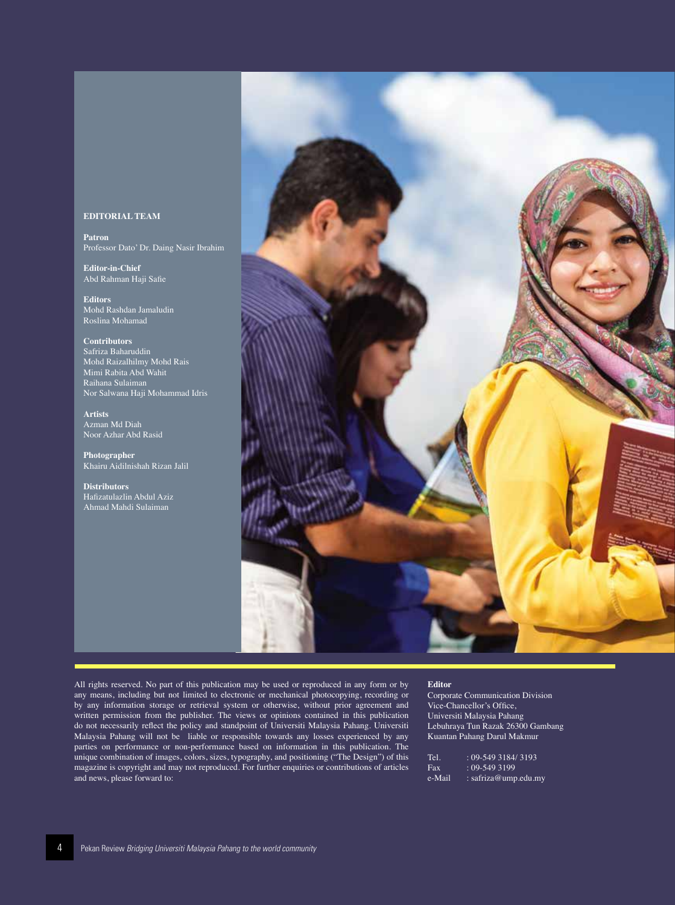## EDITORIAL TEAM

**Patron**
Professor Dato' Dr. Daing Nasir Ibrahim

**Editor-in-Chief**
Abd Rahman Haji Safie

**Editors**
Mohd Rashdan Jamaludin
Roslina Mohamad

**Contributors**
Safriza Baharuddin
Mohd Raizalhilmy Mohd Rais
Mimi Rabita Abd Wahit
Raihana Sulaiman
Nor Salwana Haji Mohammad Idris

**Artists**
Azman Md Diah
Noor Azhar Abd Rasid

**Photographer**
Khairu Aidilnishah Rizan Jalil

**Distributors**
Hafizatulazlin Abdul Aziz
Ahmad Mahdi Sulaiman

All rights reserved. No part of this publication may be used or reproduced in any form or by any means, including but not limited to electronic or mechanical photocopying, recording or by any information storage or retrieval system or otherwise, without prior agreement and written permission from the publisher. The views or opinions contained in this publication do not necessarily reflect the policy and standpoint of Universiti Malaysia Pahang. Universiti Malaysia Pahang will not be liable or responsible towards any losses experienced by any parties on performance or non-performance based on information in this publication. The unique combination of images, colors, sizes, typography, and positioning ("The Design") of this magazine is copyright and may not reproduced. For further enquiries or contributions of articles and news, please forward to:

**Editor**
Corporate Communication Division
Vice-Chancellor's Office,
Universiti Malaysia Pahang
Lebuhraya Tun Razak 26300 Gambang
Kuantan Pahang Darul Makmur

Tel. : 09-549 3184/ 3193
Fax : 09-549 3199
e-Mail : safriza@ump.edu.my